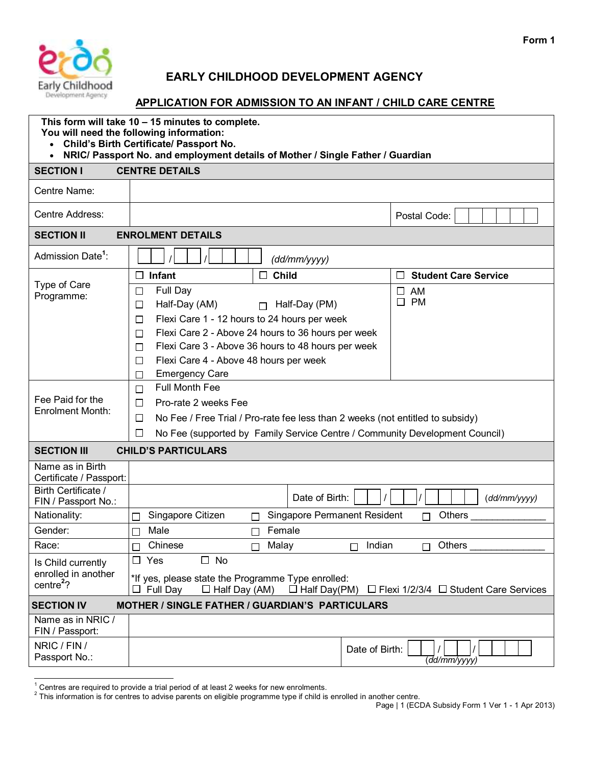Form 1

# EARLY CHILDHOOD DEVELOPMENT AGENCY

## APPLICATION FOR ADMISSION TO AN INFANT / CHILD CARE CENTRE

**This form will take 10 – 15 minutes to complete.**
**You will need the following information:**

- **Child's Birth Certificate/ Passport No.**
- **NRIC/ Passport No. and employment details of Mother / Single Father / Guardian**

| **SECTION I** | **CENTRE DETAILS** | | |
|---|---|---|---|
| Centre Name: | | | |
| Centre Address: | | Postal Code: | |

| **SECTION II** | **ENROLMENT DETAILS** | | |
|---|---|---|---|
| Admission Date[1]: | / / *(dd/mm/yyyy)* | | |
| Type of Care Programme: | ☐ **Infant** | ☐ **Child** | ☐ **Student Care Service** |
| | ☐ Full Day<br>☐ Half-Day (AM) ☐ Half-Day (PM)<br>☐ Flexi Care 1 - 12 hours to 24 hours per week<br>☐ Flexi Care 2 - Above 24 hours to 36 hours per week<br>☐ Flexi Care 3 - Above 36 hours to 48 hours per week<br>☐ Flexi Care 4 - Above 48 hours per week<br>☐ Emergency Care | | ☐ AM<br>☐ PM |
| Fee Paid for the Enrolment Month: | ☐ Full Month Fee<br>☐ Pro-rate 2 weeks Fee<br>☐ No Fee / Free Trial / Pro-rate fee less than 2 weeks (not entitled to subsidy)<br>☐ No Fee (supported by Family Service Centre / Community Development Council) | | |

| **SECTION III** | **CHILD'S PARTICULARS** | |
|---|---|---|
| Name as in Birth Certificate / Passport: | | |
| Birth Certificate / FIN / Passport No.: | | Date of Birth: / / *(dd/mm/yyyy)* |
| Nationality: | ☐ Singapore Citizen ☐ Singapore Permanent Resident ☐ Others ______________ | |
| Gender: | ☐ Male ☐ Female | |
| Race: | ☐ Chinese ☐ Malay ☐ Indian ☐ Others ______________ | |
| Is Child currently enrolled in another centre[2]? | ☐ Yes ☐ No<br>*If yes, please state the Programme Type enrolled:<br>☐ Full Day ☐ Half Day (AM) ☐ Half Day(PM) ☐ Flexi 1/2/3/4 ☐ Student Care Services | |

| **SECTION IV** | **MOTHER / SINGLE FATHER / GUARDIAN'S PARTICULARS** | |
|---|---|---|
| Name as in NRIC / FIN / Passport: | | |
| NRIC / FIN / Passport No.: | | Date of Birth: / / *(dd/mm/yyyy)* |

[1] Centres are required to provide a trial period of at least 2 weeks for new enrolments.
[2] This information is for centres to advise parents on eligible programme type if child is enrolled in another centre.

Page | 1 (ECDA Subsidy Form 1 Ver 1 - 1 Apr 2013)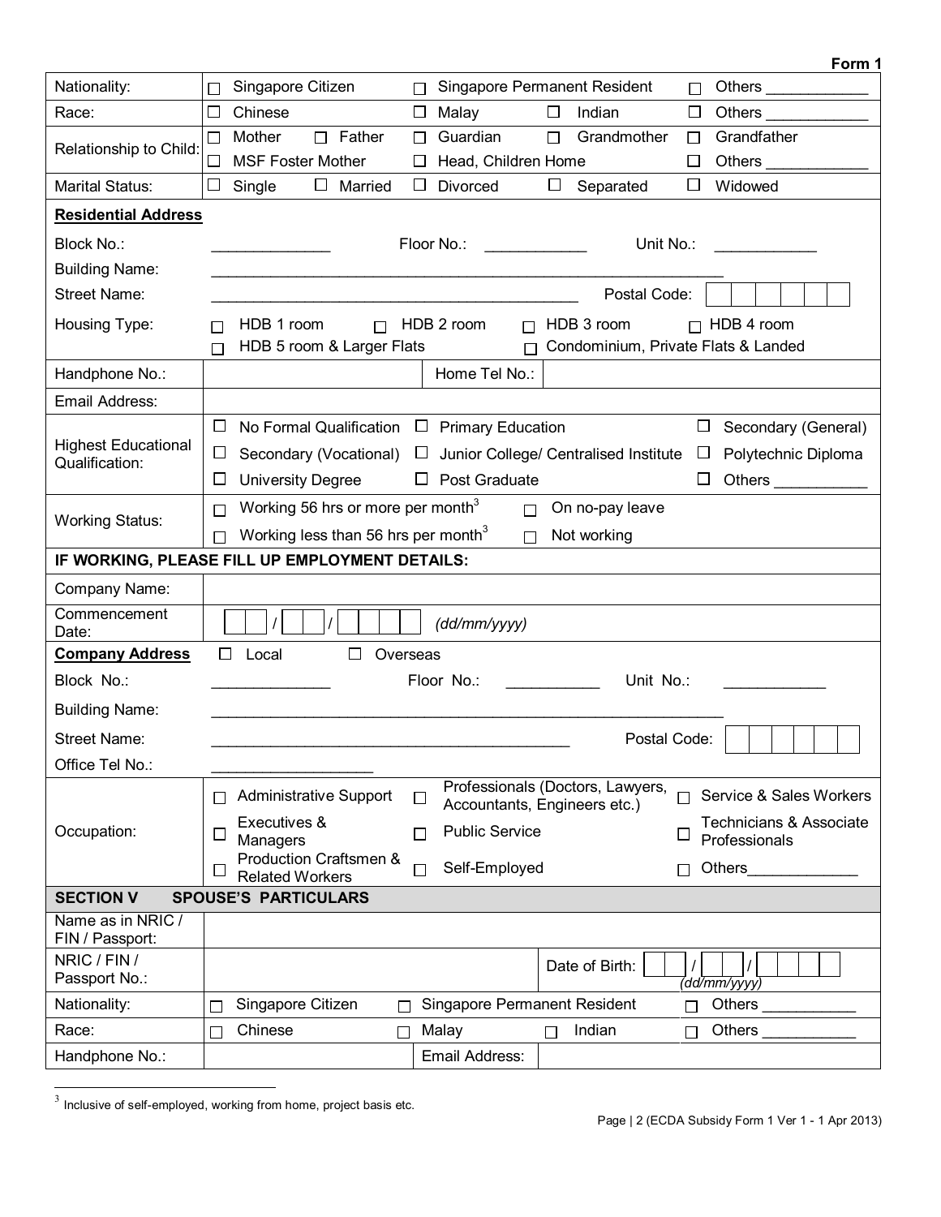**Form 1**

| | |
|---|---|
| Nationality: | ☐ Singapore Citizen ☐ Singapore Permanent Resident ☐ Others ___________ |
| Race: | ☐ Chinese ☐ Malay ☐ Indian ☐ Others ___________ |
| Relationship to Child: | ☐ Mother ☐ Father ☐ Guardian ☐ Grandmother ☐ Grandfather ☐ MSF Foster Mother ☐ Head, Children Home ☐ Others ___________ |
| Marital Status: | ☐ Single ☐ Married ☐ Divorced ☐ Separated ☐ Widowed |

**Residential Address**

| | |
|---|---|
| Block No.: | ____________ Floor No.: ___________ Unit No.: ___________ |
| Building Name: | ________________________________________________ |
| Street Name: | ________________________________________ Postal Code: ☐☐☐☐☐☐ |
| Housing Type: | ☐ HDB 1 room ☐ HDB 2 room ☐ HDB 3 room ☐ HDB 4 room ☐ HDB 5 room & Larger Flats ☐ Condominium, Private Flats & Landed |
| Handphone No.: | Home Tel No.: |
| Email Address: | |
| Highest Educational Qualification: | ☐ No Formal Qualification ☐ Primary Education ☐ Secondary (General) ☐ Secondary (Vocational) ☐ Junior College/ Centralised Institute ☐ Polytechnic Diploma ☐ University Degree ☐ Post Graduate ☐ Others ___________ |
| Working Status: | ☐ Working 56 hrs or more per month[3] ☐ On no-pay leave ☐ Working less than 56 hrs per month[3] ☐ Not working |

**IF WORKING, PLEASE FILL UP EMPLOYMENT DETAILS:**

| | |
|---|---|
| Company Name: | |
| Commencement Date: | ☐☐ / ☐☐ / ☐☐☐☐ *(dd/mm/yyyy)* |

**Company Address** ☐ Local ☐ Overseas

| | |
|---|---|
| Block No.: | ____________ Floor No.: ___________ Unit No.: ___________ |
| Building Name: | ________________________________________________ |
| Street Name: | ________________________________________ Postal Code: ☐☐☐☐☐☐ |
| Office Tel No.: | ________________ |
| Occupation: | ☐ Administrative Support ☐ Professionals (Doctors, Lawyers, Accountants, Engineers etc.) ☐ Service & Sales Workers ☐ Executives & Managers ☐ Public Service ☐ Technicians & Associate Professionals ☐ Production Craftsmen & Related Workers ☐ Self-Employed ☐ Others____________ |

## SECTION V SPOUSE'S PARTICULARS

| | |
|---|---|
| Name as in NRIC / FIN / Passport: | |
| NRIC / FIN / Passport No.: | Date of Birth: ☐☐ / ☐☐ / ☐☐☐☐ *(dd/mm/yyyy)* |
| Nationality: | ☐ Singapore Citizen ☐ Singapore Permanent Resident ☐ Others ___________ |
| Race: | ☐ Chinese ☐ Malay ☐ Indian ☐ Others ___________ |
| Handphone No.: | Email Address: |

[3] Inclusive of self-employed, working from home, project basis etc.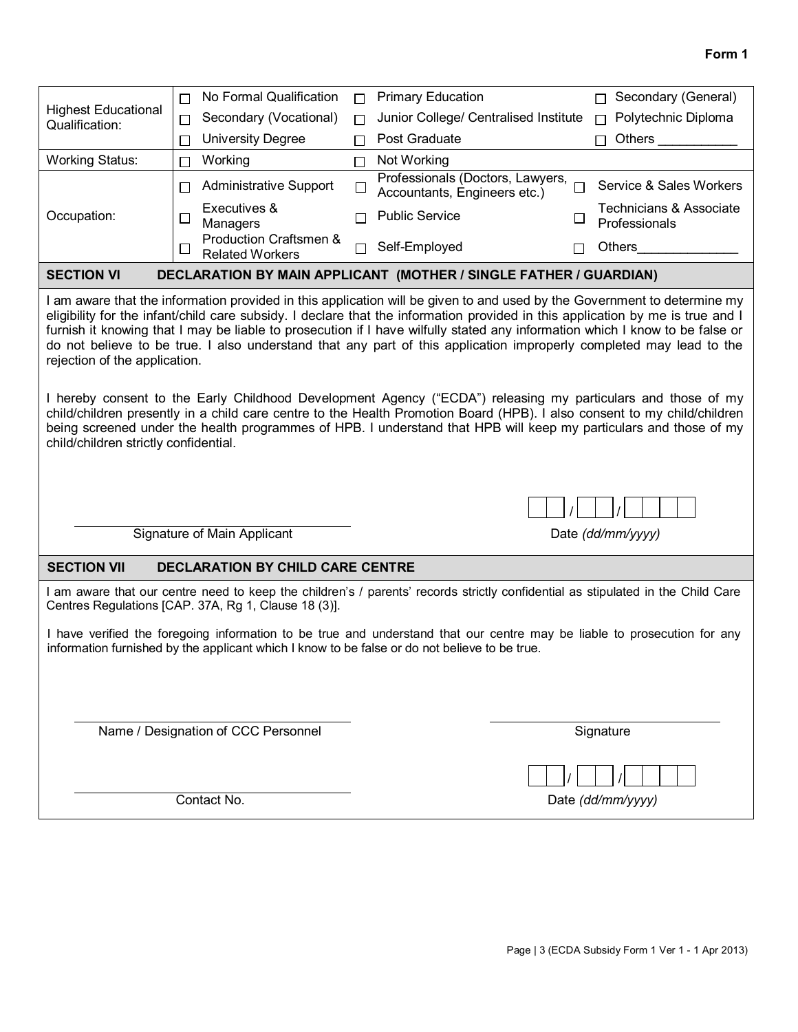Form 1

| | | | |
|---|---|---|---|
| Highest Educational Qualification: | ☐ No Formal Qualification | ☐ Primary Education | ☐ Secondary (General) |
| | ☐ Secondary (Vocational) | ☐ Junior College/ Centralised Institute | ☐ Polytechnic Diploma |
| | ☐ University Degree | ☐ Post Graduate | ☐ Others ___________ |
| Working Status: | ☐ Working | ☐ Not Working | |
| Occupation: | ☐ Administrative Support | ☐ Professionals (Doctors, Lawyers, Accountants, Engineers etc.) | ☐ Service & Sales Workers |
| | ☐ Executives & Managers | ☐ Public Service | ☐ Technicians & Associate Professionals |
| | ☐ Production Craftsmen & Related Workers | ☐ Self-Employed | ☐ Others______________ |

## SECTION VI DECLARATION BY MAIN APPLICANT (MOTHER / SINGLE FATHER / GUARDIAN)

I am aware that the information provided in this application will be given to and used by the Government to determine my eligibility for the infant/child care subsidy. I declare that the information provided in this application by me is true and I furnish it knowing that I may be liable to prosecution if I have wilfully stated any information which I know to be false or do not believe to be true. I also understand that any part of this application improperly completed may lead to the rejection of the application.

I hereby consent to the Early Childhood Development Agency ("ECDA") releasing my particulars and those of my child/children presently in a child care centre to the Health Promotion Board (HPB). I also consent to my child/children being screened under the health programmes of HPB. I understand that HPB will keep my particulars and those of my child/children strictly confidential.

______________________________
Signature of Main Applicant

☐☐ / ☐☐ / ☐☐☐☐
Date *(dd/mm/yyyy)*

## SECTION VII DECLARATION BY CHILD CARE CENTRE

I am aware that our centre need to keep the children's / parents' records strictly confidential as stipulated in the Child Care Centres Regulations [CAP. 37A, Rg 1, Clause 18 (3)].

I have verified the foregoing information to be true and understand that our centre may be liable to prosecution for any information furnished by the applicant which I know to be false or do not believe to be true.

______________________________
Name / Designation of CCC Personnel

______________________________
Signature

______________________________
Contact No.

☐☐ / ☐☐ / ☐☐☐☐
Date *(dd/mm/yyyy)*

Page | 3 (ECDA Subsidy Form 1 Ver 1 - 1 Apr 2013)